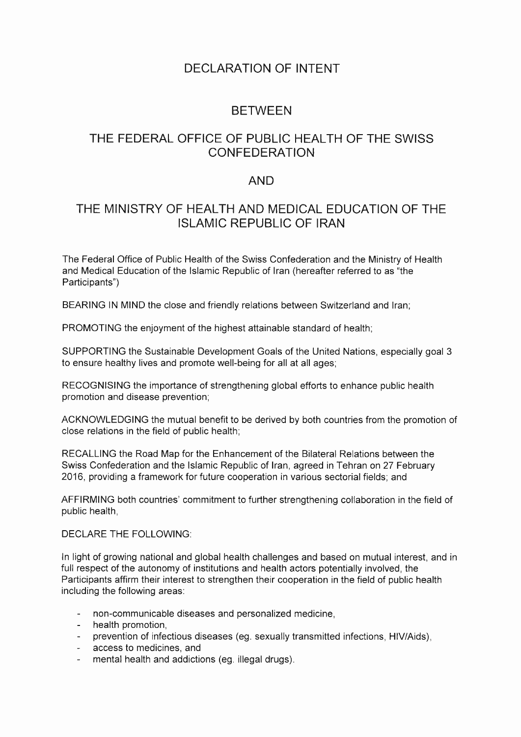# DECLARATION OF INTENT

# BETWEEN

# THE FEDERAL OFFICE OF PUBLIC HEALTH OF THE SWISS CONFEDERATION

# AND

# THE MINISTRY OF HEALTH AND MEDICAL EDUCATION OF THE ISLAMIC REPUBLIC OF IRAN

The Federal Office of Public Health of the Swiss Confederation and the Ministry of Health and Medical Education of the Islamic Republic of Iran (hereafter referred to as "the Participants")

BEARING IN MIND the close and friendly relations between Switzerland and Iran;

PROMOTING the enjoyment of the highest attainable standard of health;

SUPPORTING the Sustainable Development Goals of the United Nations, especially goal 3 to ensure healthy lives and promote well-being for all at all ages;

RECOGNISING the importance of strengthening global efforts to enhance public health promotion and disease prevention;

ACKNOWLEDGING the mutual benefit to be derived by both countries from the promotion of close relations in the field of public health;

RECALLING the Road Map for the Enhancement of the Bilateral Relations between the Swiss Confederation and the Islamic Republic of Iran, agreed in Tehran on 27 February 2016, providing a framework for future cooperation in various sectorial fields; and

AFFIRMING both countries' commitment to further strengthening collaboration in the field of public health,

DECLARE THE FOLLOWING:

In light of growing national and global health challenges and based on mutual interest, and in full respect of the autonomy of institutions and health actors potentially involved, the Participants affirm their interest to strengthen their cooperation in the field of public health including the following areas:

- non-communicable diseases and personalized medicine,
- health promotion,
- prevention of infectious diseases (eg. sexually transmitted infections, HIV/Aids),
- access to medicines, and
- mental health and addictions (eg. illegal drugs).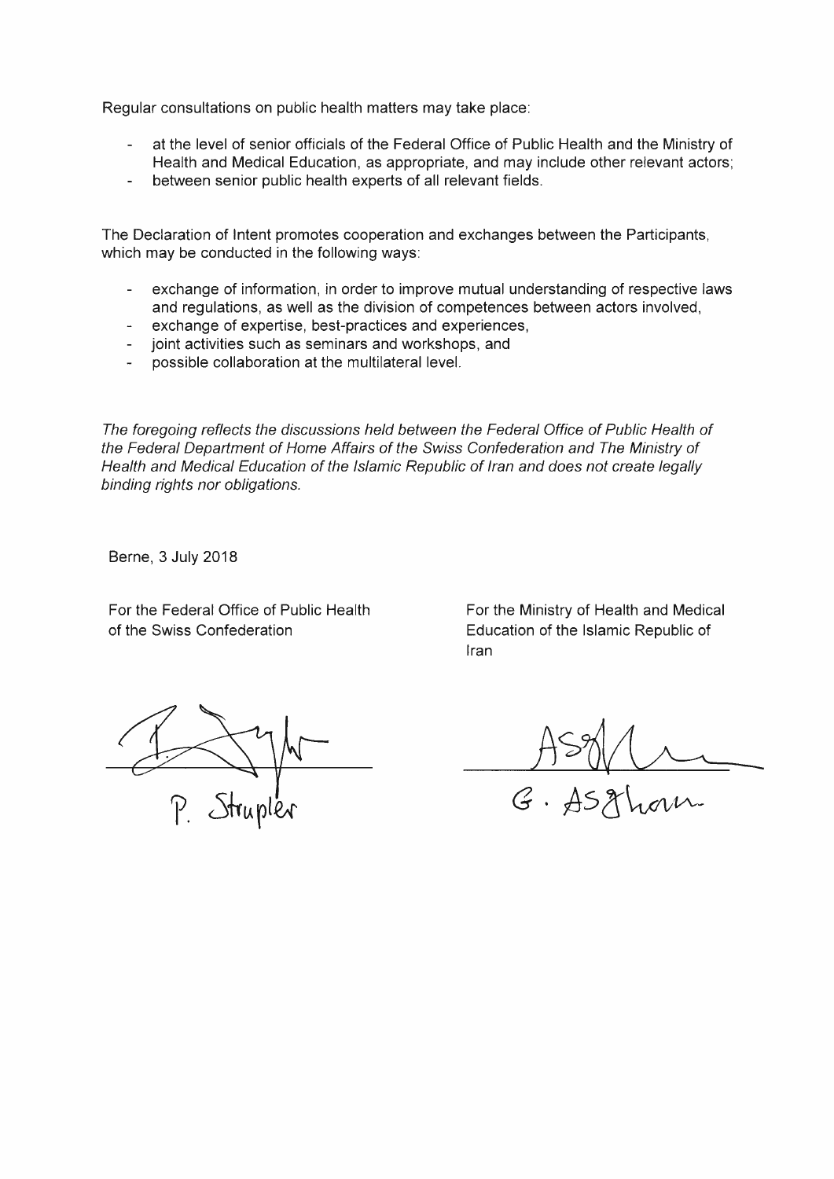Regular consultations on public health matters may take place:

- at the level of senior officials of the Federal Office of Public Health and the Ministry of Health and Medical Education, as appropriate, and may include other relevant actors;
- between senior public health experts of all relevant fields.

The Declaration of Intent promotes cooperation and exchanges between the Participants, which may be conducted in the following ways:

- exchange of information, in order to improve mutual understanding of respective laws and regulations, as well as the division of competences between actors involved,
- exchange of expertise, best-practices and experiences,
- joint activities such as seminars and workshops, and
- possible collaboration at the multilateral level.

*The foregoing reflects the discussions held between the Federal Office of Public Health of the Federal Department of Home Affairs of the Swiss Confederation and The Ministry of Health and Medical Education of the Islamic Republic of Iran and does not create legally binding rights nor obligations.*

Berne, 3 July 2018

For the Federal Office of Public Health of the Swiss Confederation

P. Strupler

For the Ministry of Health and Medical Education of the Islamic Republic of Iran

G. Asghari